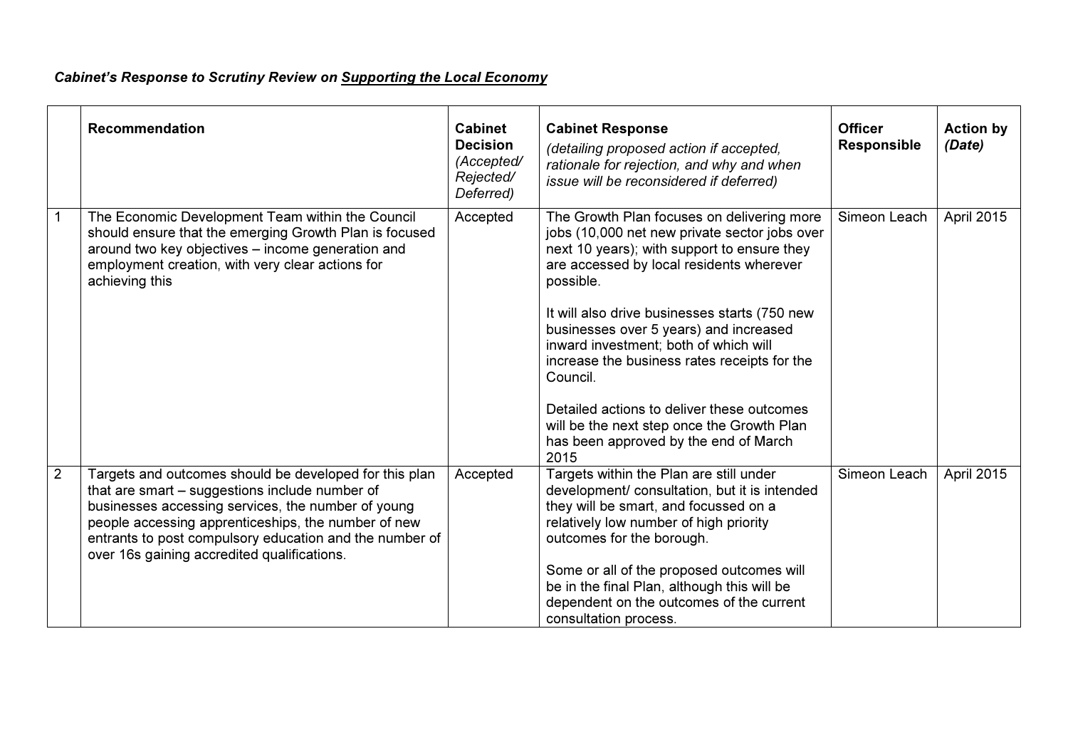*Cabinet's Response to Scrutiny Review on* ***Supporting the Local Economy***

| | Recommendation | Cabinet Decision *(Accepted/ Rejected/ Deferred)* | Cabinet Response *(detailing proposed action if accepted, rationale for rejection, and why and when issue will be reconsidered if deferred)* | Officer Responsible | Action by *(Date)* |
|---|---|---|---|---|---|
| 1 | The Economic Development Team within the Council should ensure that the emerging Growth Plan is focused around two key objectives – income generation and employment creation, with very clear actions for achieving this | Accepted | The Growth Plan focuses on delivering more jobs (10,000 net new private sector jobs over next 10 years); with support to ensure they are accessed by local residents wherever possible.<br><br>It will also drive businesses starts (750 new businesses over 5 years) and increased inward investment; both of which will increase the business rates receipts for the Council.<br><br>Detailed actions to deliver these outcomes will be the next step once the Growth Plan has been approved by the end of March 2015 | Simeon Leach | April 2015 |
| 2 | Targets and outcomes should be developed for this plan that are smart – suggestions include number of businesses accessing services, the number of young people accessing apprenticeships, the number of new entrants to post compulsory education and the number of over 16s gaining accredited qualifications. | Accepted | Targets within the Plan are still under development/ consultation, but it is intended they will be smart, and focussed on a relatively low number of high priority outcomes for the borough.<br><br>Some or all of the proposed outcomes will be in the final Plan, although this will be dependent on the outcomes of the current consultation process. | Simeon Leach | April 2015 |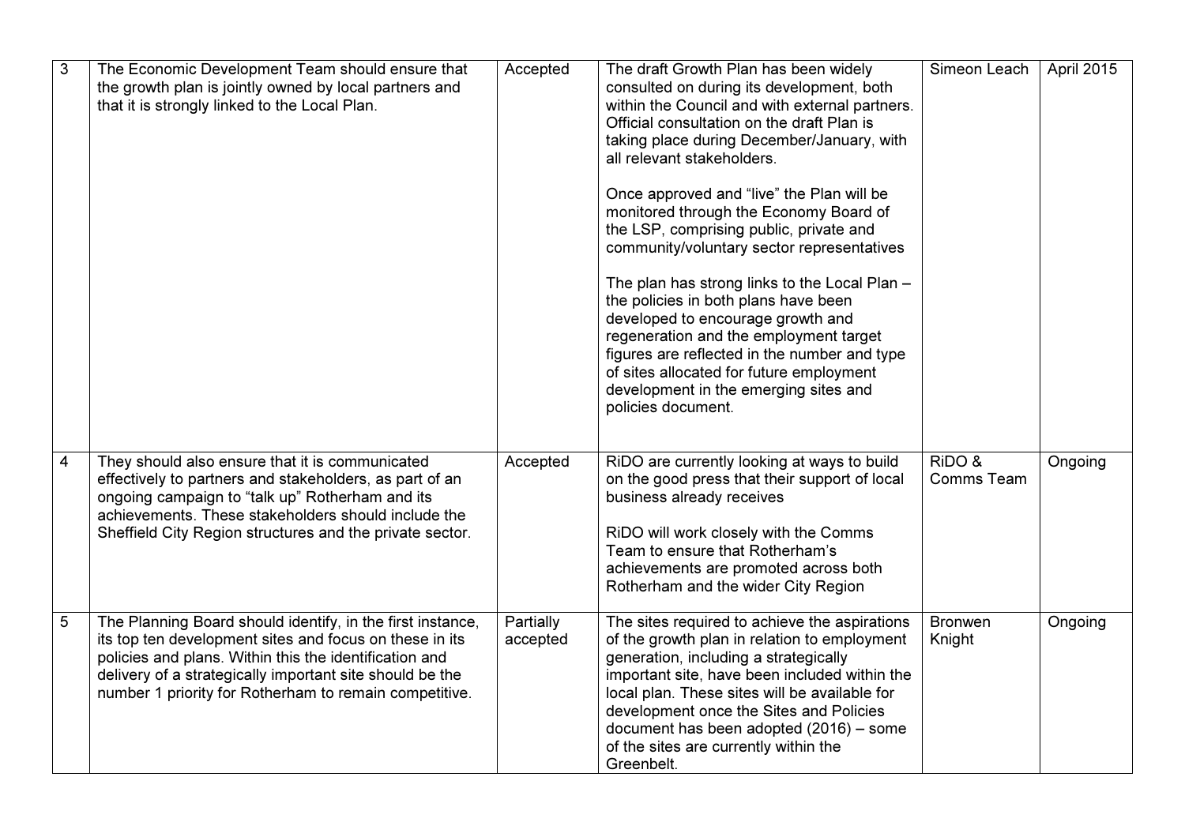| 3 | The Economic Development Team should ensure that the growth plan is jointly owned by local partners and that it is strongly linked to the Local Plan. | Accepted | The draft Growth Plan has been widely consulted on during its development, both within the Council and with external partners. Official consultation on the draft Plan is taking place during December/January, with all relevant stakeholders.<br><br>Once approved and "live" the Plan will be monitored through the Economy Board of the LSP, comprising public, private and community/voluntary sector representatives<br><br>The plan has strong links to the Local Plan – the policies in both plans have been developed to encourage growth and regeneration and the employment target figures are reflected in the number and type of sites allocated for future employment development in the emerging sites and policies document. | Simeon Leach | April 2015 |
|---|---|---|---|---|---|
| 4 | They should also ensure that it is communicated effectively to partners and stakeholders, as part of an ongoing campaign to "talk up" Rotherham and its achievements. These stakeholders should include the Sheffield City Region structures and the private sector. | Accepted | RiDO are currently looking at ways to build on the good press that their support of local business already receives<br><br>RiDO will work closely with the Comms Team to ensure that Rotherham's achievements are promoted across both Rotherham and the wider City Region | RiDO & Comms Team | Ongoing |
| 5 | The Planning Board should identify, in the first instance, its top ten development sites and focus on these in its policies and plans. Within this the identification and delivery of a strategically important site should be the number 1 priority for Rotherham to remain competitive. | Partially accepted | The sites required to achieve the aspirations of the growth plan in relation to employment generation, including a strategically important site, have been included within the local plan. These sites will be available for development once the Sites and Policies document has been adopted (2016) – some of the sites are currently within the Greenbelt. | Bronwen Knight | Ongoing |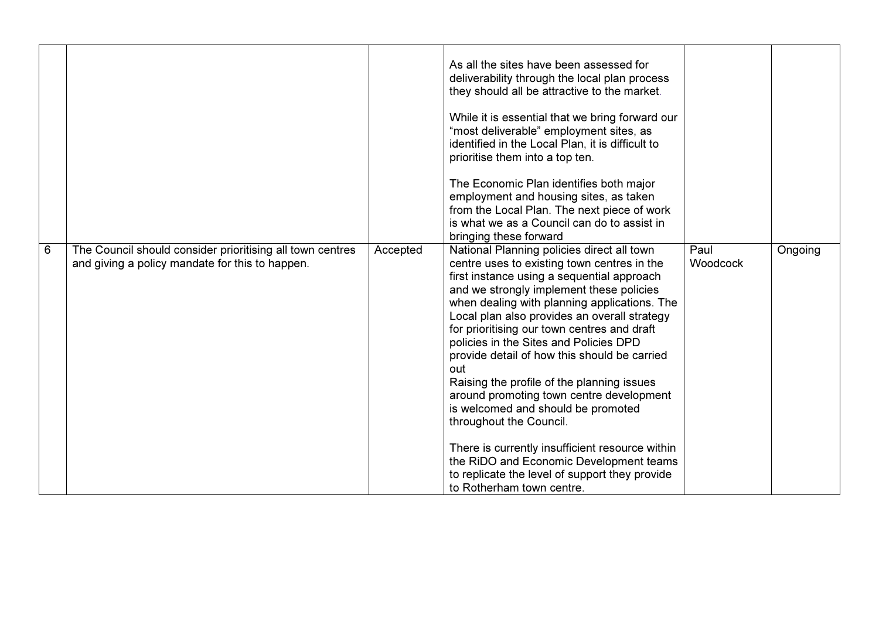| | | | | | |
|---|---|---|---|---|---|
| | | | As all the sites have been assessed for deliverability through the local plan process they should all be attractive to the market.<br><br>While it is essential that we bring forward our "most deliverable" employment sites, as identified in the Local Plan, it is difficult to prioritise them into a top ten.<br><br>The Economic Plan identifies both major employment and housing sites, as taken from the Local Plan. The next piece of work is what we as a Council can do to assist in bringing these forward | | |
| 6 | The Council should consider prioritising all town centres and giving a policy mandate for this to happen. | Accepted | National Planning policies direct all town centre uses to existing town centres in the first instance using a sequential approach and we strongly implement these policies when dealing with planning applications. The Local plan also provides an overall strategy for prioritising our town centres and draft policies in the Sites and Policies DPD provide detail of how this should be carried out<br>Raising the profile of the planning issues around promoting town centre development is welcomed and should be promoted throughout the Council.<br><br>There is currently insufficient resource within the RiDO and Economic Development teams to replicate the level of support they provide to Rotherham town centre. | Paul Woodcock | Ongoing |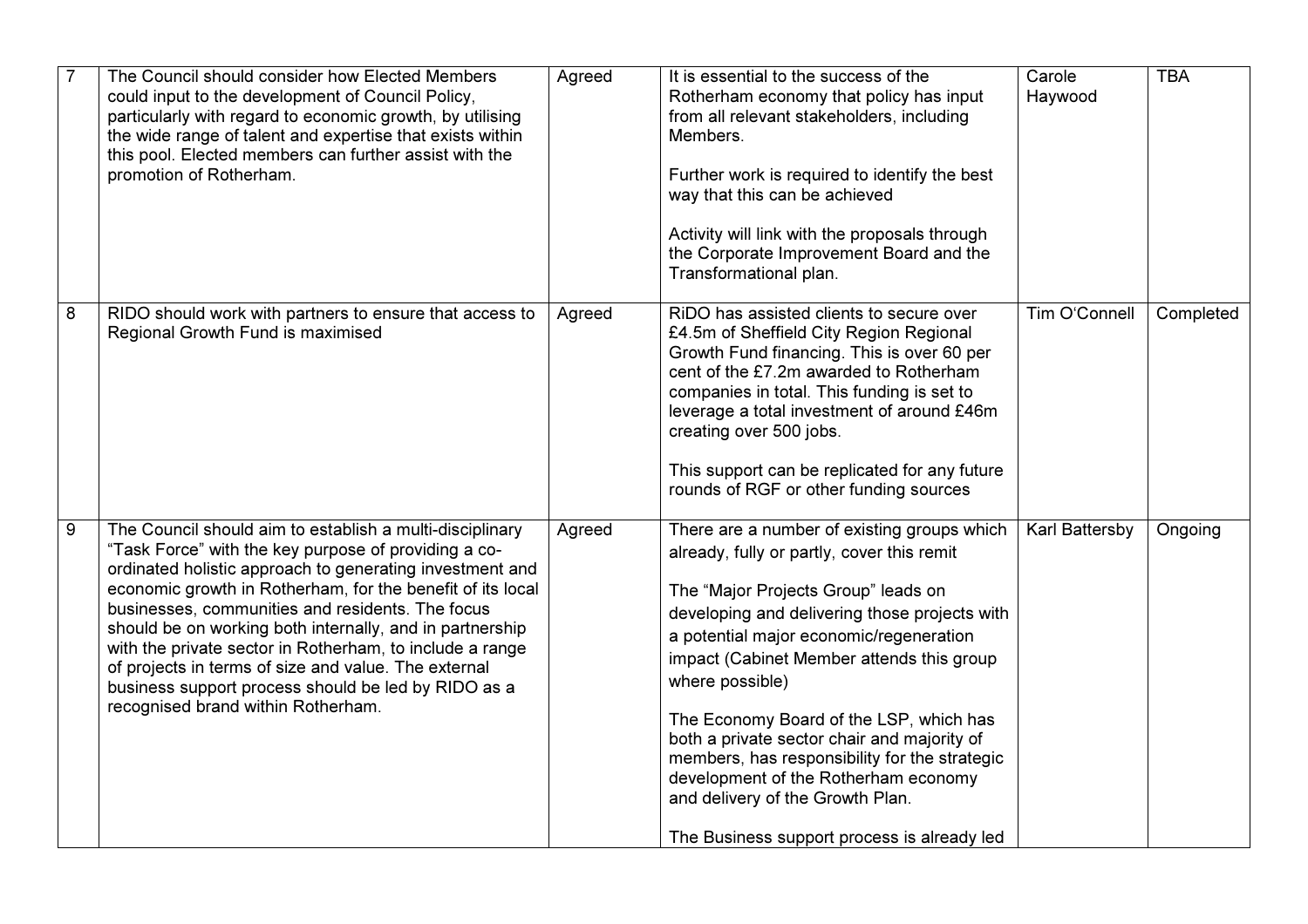| 7 | The Council should consider how Elected Members could input to the development of Council Policy, particularly with regard to economic growth, by utilising the wide range of talent and expertise that exists within this pool. Elected members can further assist with the promotion of Rotherham. | Agreed | It is essential to the success of the Rotherham economy that policy has input from all relevant stakeholders, including Members.<br><br>Further work is required to identify the best way that this can be achieved<br><br>Activity will link with the proposals through the Corporate Improvement Board and the Transformational plan. | Carole Haywood | TBA |
|---|---|---|---|---|---|
| 8 | RIDO should work with partners to ensure that access to Regional Growth Fund is maximised | Agreed | RiDO has assisted clients to secure over £4.5m of Sheffield City Region Regional Growth Fund financing. This is over 60 per cent of the £7.2m awarded to Rotherham companies in total. This funding is set to leverage a total investment of around £46m creating over 500 jobs.<br><br>This support can be replicated for any future rounds of RGF or other funding sources | Tim O'Connell | Completed |
| 9 | The Council should aim to establish a multi-disciplinary "Task Force" with the key purpose of providing a co-ordinated holistic approach to generating investment and economic growth in Rotherham, for the benefit of its local businesses, communities and residents. The focus should be on working both internally, and in partnership with the private sector in Rotherham, to include a range of projects in terms of size and value. The external business support process should be led by RIDO as a recognised brand within Rotherham. | Agreed | There are a number of existing groups which already, fully or partly, cover this remit<br><br>The "Major Projects Group" leads on developing and delivering those projects with a potential major economic/regeneration impact (Cabinet Member attends this group where possible)<br><br>The Economy Board of the LSP, which has both a private sector chair and majority of members, has responsibility for the strategic development of the Rotherham economy and delivery of the Growth Plan.<br><br>The Business support process is already led | Karl Battersby | Ongoing |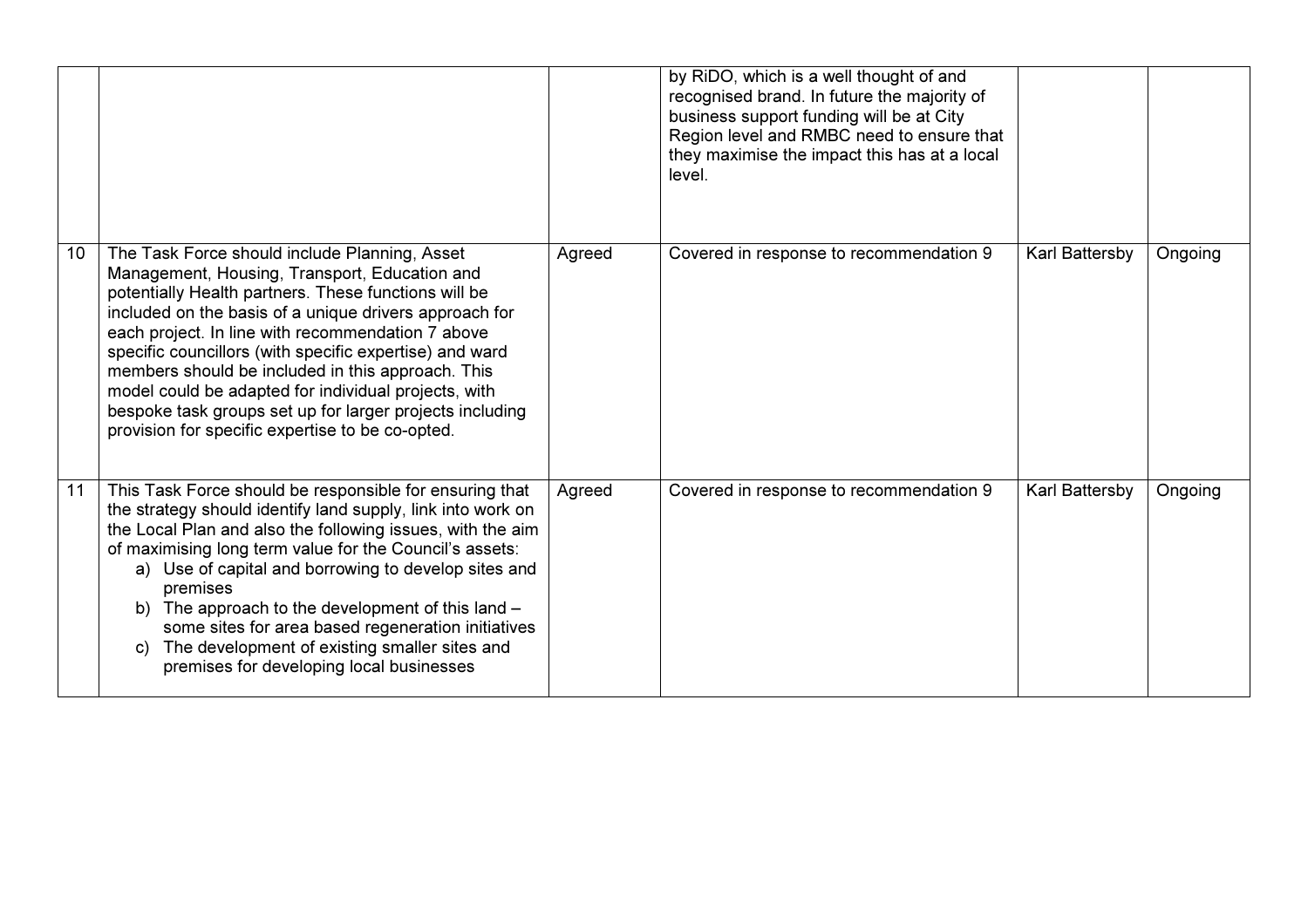| | | | | | |
|---|---|---|---|---|---|
| | | | by RiDO, which is a well thought of and recognised brand. In future the majority of business support funding will be at City Region level and RMBC need to ensure that they maximise the impact this has at a local level. | | |
| 10 | The Task Force should include Planning, Asset Management, Housing, Transport, Education and potentially Health partners. These functions will be included on the basis of a unique drivers approach for each project. In line with recommendation 7 above specific councillors (with specific expertise) and ward members should be included in this approach. This model could be adapted for individual projects, with bespoke task groups set up for larger projects including provision for specific expertise to be co-opted. | Agreed | Covered in response to recommendation 9 | Karl Battersby | Ongoing |
| 11 | This Task Force should be responsible for ensuring that the strategy should identify land supply, link into work on the Local Plan and also the following issues, with the aim of maximising long term value for the Council's assets:<br>a) Use of capital and borrowing to develop sites and premises<br>b) The approach to the development of this land – some sites for area based regeneration initiatives<br>c) The development of existing smaller sites and premises for developing local businesses | Agreed | Covered in response to recommendation 9 | Karl Battersby | Ongoing |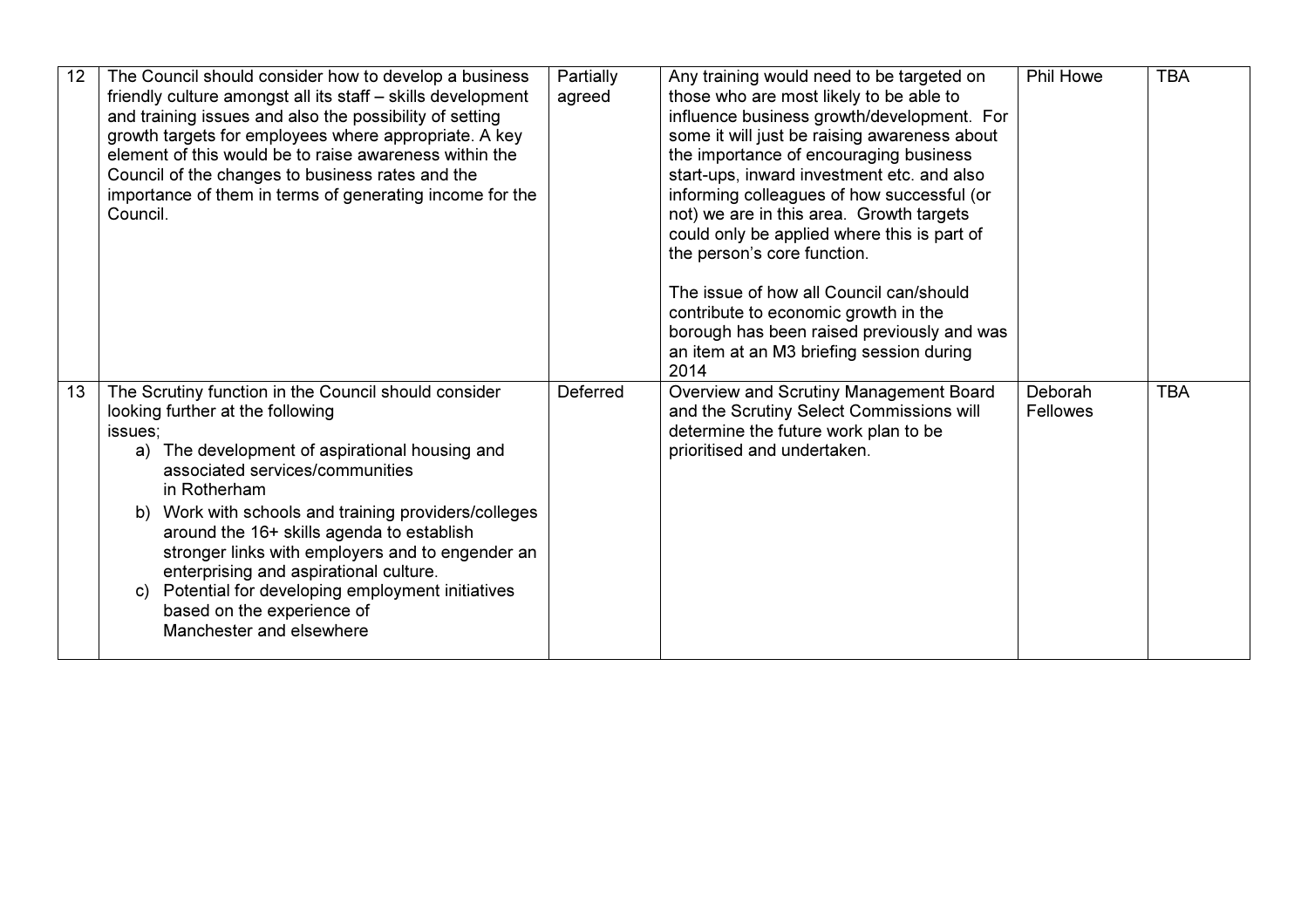| | | | | | |
|---|---|---|---|---|---|
| 12 | The Council should consider how to develop a business friendly culture amongst all its staff – skills development and training issues and also the possibility of setting growth targets for employees where appropriate. A key element of this would be to raise awareness within the Council of the changes to business rates and the importance of them in terms of generating income for the Council. | Partially agreed | Any training would need to be targeted on those who are most likely to be able to influence business growth/development. For some it will just be raising awareness about the importance of encouraging business start-ups, inward investment etc. and also informing colleagues of how successful (or not) we are in this area. Growth targets could only be applied where this is part of the person's core function.<br><br>The issue of how all Council can/should contribute to economic growth in the borough has been raised previously and was an item at an M3 briefing session during 2014 | Phil Howe | TBA |
| 13 | The Scrutiny function in the Council should consider looking further at the following issues;<br>a) The development of aspirational housing and associated services/communities in Rotherham<br>b) Work with schools and training providers/colleges around the 16+ skills agenda to establish stronger links with employers and to engender an enterprising and aspirational culture.<br>c) Potential for developing employment initiatives based on the experience of Manchester and elsewhere | Deferred | Overview and Scrutiny Management Board and the Scrutiny Select Commissions will determine the future work plan to be prioritised and undertaken. | Deborah Fellowes | TBA |